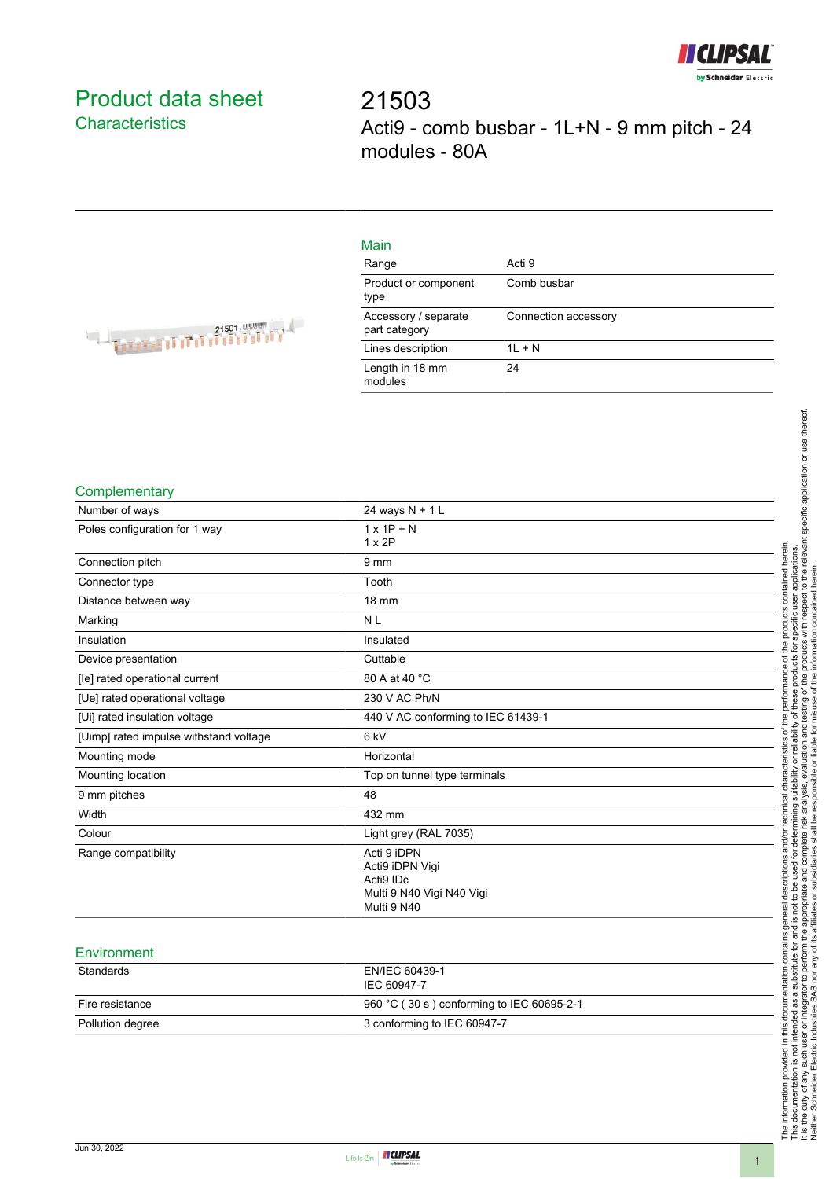# Product data sheet

## Characteristics

# 21503

Acti9 - comb busbar - 1L+N - 9 mm pitch - 24 modules - 80A

## Main

| | |
|---|---|
| Range | Acti 9 |
| Product or component type | Comb busbar |
| Accessory / separate part category | Connection accessory |
| Lines description | 1L + N |
| Length in 18 mm modules | 24 |

## Complementary

| | |
|---|---|
| Number of ways | 24 ways N + 1 L |
| Poles configuration for 1 way | 1 x 1P + N<br>1 x 2P |
| Connection pitch | 9 mm |
| Connector type | Tooth |
| Distance between way | 18 mm |
| Marking | N L |
| Insulation | Insulated |
| Device presentation | Cuttable |
| [Ie] rated operational current | 80 A at 40 °C |
| [Ue] rated operational voltage | 230 V AC Ph/N |
| [Ui] rated insulation voltage | 440 V AC conforming to IEC 61439-1 |
| [Uimp] rated impulse withstand voltage | 6 kV |
| Mounting mode | Horizontal |
| Mounting location | Top on tunnel type terminals |
| 9 mm pitches | 48 |
| Width | 432 mm |
| Colour | Light grey (RAL 7035) |
| Range compatibility | Acti 9 iDPN<br>Acti9 iDPN Vigi<br>Acti9 IDc<br>Multi 9 N40 Vigi N40 Vigi<br>Multi 9 N40 |

## Environment

| | |
|---|---|
| Standards | EN/IEC 60439-1<br>IEC 60947-7 |
| Fire resistance | 960 °C ( 30 s ) conforming to IEC 60695-2-1 |
| Pollution degree | 3 conforming to IEC 60947-7 |

The information provided in this documentation contains general descriptions and/or technical characteristics of the performance of the products contained herein. This documentation is not intended as a substitute for and is not to be used for determining suitability or reliability of these products for specific user applications. It is the duty of any such user or integrator to perform the appropriate and complete risk analysis, evaluation and testing of the products with respect to the relevant specific application or use thereof. Neither Schneider Electric Industries SAS nor any of its affiliates or subsidiaries shall be responsible or liable for misuse of the information contained herein.

Jun 30, 2022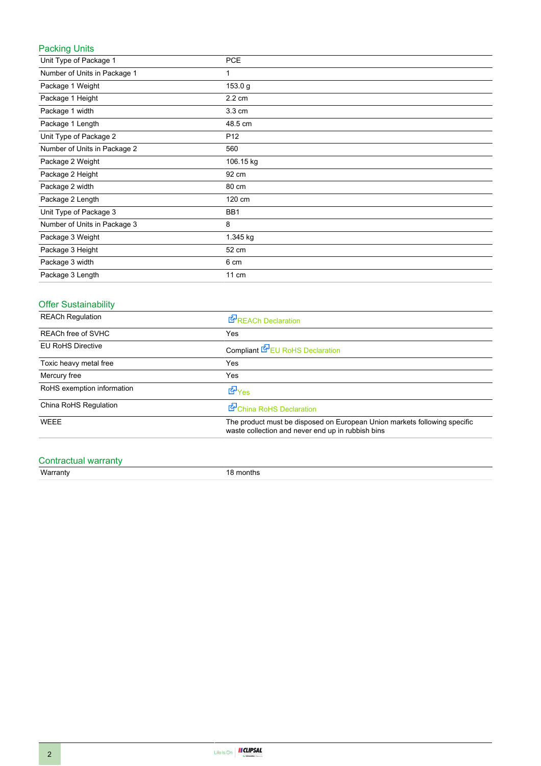## Packing Units

| | |
|---|---|
| Unit Type of Package 1 | PCE |
| Number of Units in Package 1 | 1 |
| Package 1 Weight | 153.0 g |
| Package 1 Height | 2.2 cm |
| Package 1 width | 3.3 cm |
| Package 1 Length | 48.5 cm |
| Unit Type of Package 2 | P12 |
| Number of Units in Package 2 | 560 |
| Package 2 Weight | 106.15 kg |
| Package 2 Height | 92 cm |
| Package 2 width | 80 cm |
| Package 2 Length | 120 cm |
| Unit Type of Package 3 | BB1 |
| Number of Units in Package 3 | 8 |
| Package 3 Weight | 1.345 kg |
| Package 3 Height | 52 cm |
| Package 3 width | 6 cm |
| Package 3 Length | 11 cm |

## Offer Sustainability

| | |
|---|---|
| REACh Regulation | REACh Declaration |
| REACh free of SVHC | Yes |
| EU RoHS Directive | Compliant EU RoHS Declaration |
| Toxic heavy metal free | Yes |
| Mercury free | Yes |
| RoHS exemption information | Yes |
| China RoHS Regulation | China RoHS Declaration |
| WEEE | The product must be disposed on European Union markets following specific waste collection and never end up in rubbish bins |

## Contractual warranty

| | |
|---|---|
| Warranty | 18 months |